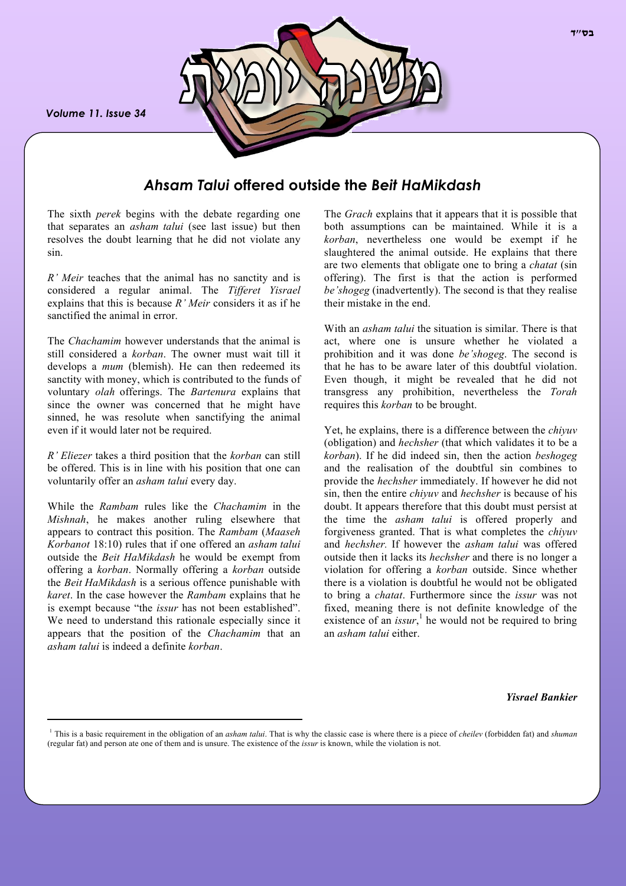# *Ahsam Talui* offered outside the *Beit HaMikdash*

The sixth *perek* begins with the debate regarding one that separates an *asham talui* (see last issue) but then resolves the doubt learning that he did not violate any sin.

*R' Meir* teaches that the animal has no sanctity and is considered a regular animal. The *Tifferet Yisrael* explains that this is because *R' Meir* considers it as if he sanctified the animal in error.

The *Chachamim* however understands that the animal is still considered a *korban*. The owner must wait till it develops a *mum* (blemish). He can then redeemed its sanctity with money, which is contributed to the funds of voluntary *olah* offerings. The *Bartenura* explains that since the owner was concerned that he might have sinned, he was resolute when sanctifying the animal even if it would later not be required.

*R' Eliezer* takes a third position that the *korban* can still be offered. This is in line with his position that one can voluntarily offer an *asham talui* every day.

While the *Rambam* rules like the *Chachamim* in the *Mishnah*, he makes another ruling elsewhere that appears to contract this position. The *Rambam* (*Maaseh Korbanot* 18:10) rules that if one offered an *asham talui* outside the *Beit HaMikdash* he would be exempt from offering a *korban*. Normally offering a *korban* outside the *Beit HaMikdash* is a serious offence punishable with *karet*. In the case however the *Rambam* explains that he is exempt because "the *issur* has not been established". We need to understand this rationale especially since it appears that the position of the *Chachamim* that an *asham talui* is indeed a definite *korban*.

The *Grach* explains that it appears that it is possible that both assumptions can be maintained. While it is a *korban*, nevertheless one would be exempt if he slaughtered the animal outside. He explains that there are two elements that obligate one to bring a *chatat* (sin offering). The first is that the action is performed *be'shogeg* (inadvertently). The second is that they realise their mistake in the end.

With an *asham talui* the situation is similar. There is that act, where one is unsure whether he violated a prohibition and it was done *be'shogeg*. The second is that he has to be aware later of this doubtful violation. Even though, it might be revealed that he did not transgress any prohibition, nevertheless the *Torah* requires this *korban* to be brought.

Yet, he explains, there is a difference between the *chiyuv* (obligation) and *hechsher* (that which validates it to be a *korban*). If he did indeed sin, then the action *beshogeg* and the realisation of the doubtful sin combines to provide the *hechsher* immediately. If however he did not sin, then the entire *chiyuv* and *hechsher* is because of his doubt. It appears therefore that this doubt must persist at the time the *asham talui* is offered properly and forgiveness granted. That is what completes the *chiyuv* and *hechsher.* If however the *asham talui* was offered outside then it lacks its *hechsher* and there is no longer a violation for offering a *korban* outside. Since whether there is a violation is doubtful he would not be obligated to bring a *chatat*. Furthermore since the *issur* was not fixed, meaning there is not definite knowledge of the existence of an *issur*,[1] he would not be required to bring an *asham talui* either.

***Yisrael Bankier***

---

[1] This is a basic requirement in the obligation of an *asham talui*. That is why the classic case is where there is a piece of *cheilev* (forbidden fat) and *shuman* (regular fat) and person ate one of them and is unsure. The existence of the *issur* is known, while the violation is not.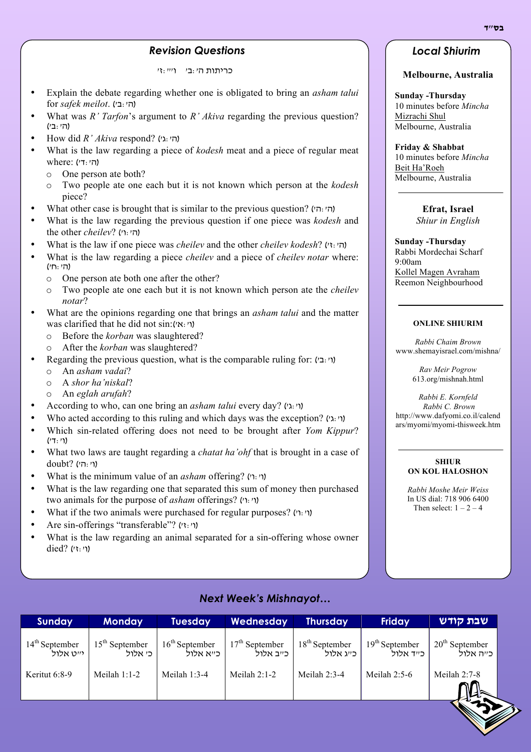בס"ד

## Revision Questions

כריתות ה׳:ב׳ ו׳׳ ז׳

- Explain the debate regarding whether one is obligated to bring an *asham talui* for *safek meilot*. (ה׳:ב׳)
- What was *R' Tarfon*'s argument to *R' Akiva* regarding the previous question? (ה׳:ב׳)
- How did *R' Akiva* respond? (ה׳:ג׳)
- What is the law regarding a piece of *kodesh* meat and a piece of regular meat where: (ה׳:ד׳)
  - One person ate both?
  - Two people ate one each but it is not known which person at the *kodesh* piece?
- What other case is brought that is similar to the previous question? (ה׳:ה׳)
- What is the law regarding the previous question if one piece was *kodesh* and the other *cheilev*? (ה׳:ו׳)
- What is the law if one piece was *cheilev* and the other *cheilev kodesh*? (ה׳:ז׳)
- What is the law regarding a piece *cheilev* and a piece of *cheilev notar* where: (ה׳:ח׳)
  - One person ate both one after the other?
  - Two people ate one each but it is not known which person ate the *cheilev notar*?
- What are the opinions regarding one that brings an *asham talui* and the matter was clarified that he did not sin:(ו׳:א׳)
  - Before the *korban* was slaughtered?
  - After the *korban* was slaughtered?
- Regarding the previous question, what is the comparable ruling for: (ו׳:ב׳)
  - An *asham vadai*?
  - A *shor ha'niskal*?
  - An *eglah arufah*?
- According to who, can one bring an *asham talui* every day? (ו׳:ג׳)
- Who acted according to this ruling and which days was the exception? (ו׳:ג׳)
- Which sin-related offering does not need to be brought after *Yom Kippur*? (ו׳:ד׳)
- What two laws are taught regarding a *chatat ha'ohf* that is brought in a case of doubt? (ו׳:ה׳)
- What is the minimum value of an *asham* offering? (ו׳:ו׳)
- What is the law regarding one that separated this sum of money then purchased two animals for the purpose of *asham* offerings? (ו׳:ו׳)
- What if the two animals were purchased for regular purposes? (ו׳:ו׳)
- Are sin-offerings "transferable"? (ו׳:ז׳)
- What is the law regarding an animal separated for a sin-offering whose owner died? (ו׳:ז׳)

## Local Shiurim

**Melbourne, Australia**

**Sunday -Thursday**
10 minutes before *Mincha*
Mizrachi Shul
Melbourne, Australia

**Friday & Shabbat**
10 minutes before *Mincha*
Beit Ha'Roeh
Melbourne, Australia

**Efrat, Israel**
*Shiur in English*

**Sunday -Thursday**
Rabbi Mordechai Scharf
9:00am
Kollel Magen Avraham
Reemon Neighbourhood

**ONLINE SHIURIM**

*Rabbi Chaim Brown*
www.shemayisrael.com/mishna/

*Rav Meir Pogrow*
613.org/mishnah.html

*Rabbi E. Kornfeld*
*Rabbi C. Brown*
http://www.dafyomi.co.il/calendars/myomi/myomi-thisweek.htm

**SHIUR ON KOL HALOSHON**

*Rabbi Moshe Meir Weiss*
In US dial: 718 906 6400
Then select: 1 – 2 – 4

## Next Week's Mishnayot…

| Sunday | Monday | Tuesday | Wednesday | Thursday | Friday | שבת קודש |
|---|---|---|---|---|---|---|
| 14th September י"ט אלול | 15th September כ׳ אלול | 16th September כ"א אלול | 17th September כ"ב אלול | 18th September כ"ג אלול | 19th September כ"ד אלול | 20th September כ"ה אלול |
| Keritut 6:8-9 | Meilah 1:1-2 | Meilah 1:3-4 | Meilah 2:1-2 | Meilah 2:3-4 | Meilah 2:5-6 | Meilah 2:7-8 |